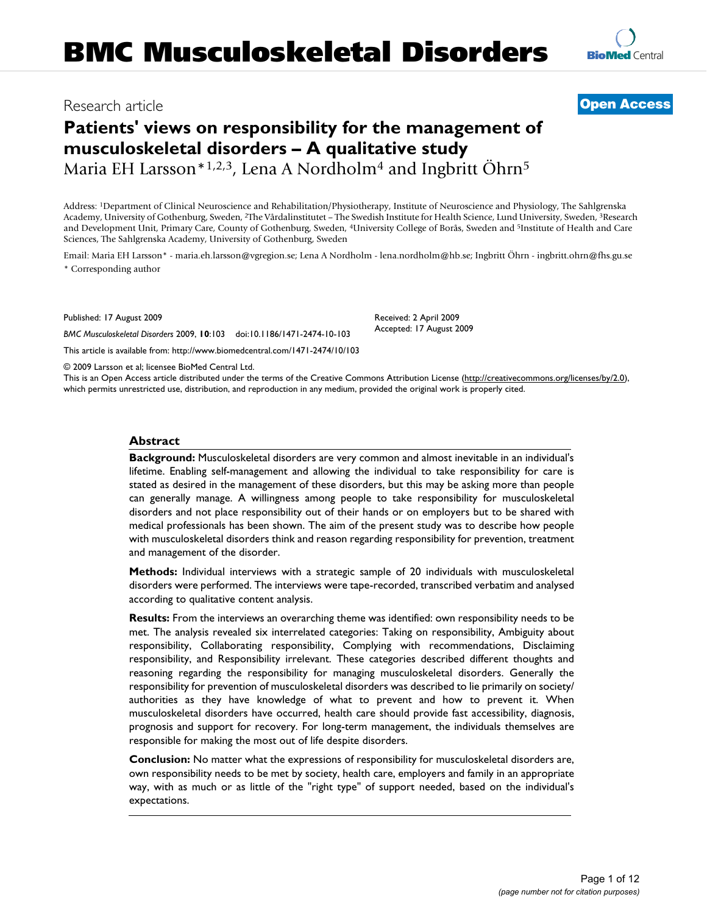# BMC Musculoskeletal Disorders

Research article

**Open Access**

## Patients' views on responsibility for the management of musculoskeletal disorders – A qualitative study

Maria EH Larsson*[1,2,3], Lena A Nordholm[4] and Ingbritt Öhrn[5]

Address: [1]Department of Clinical Neuroscience and Rehabilitation/Physiotherapy, Institute of Neuroscience and Physiology, The Sahlgrenska Academy, University of Gothenburg, Sweden, [2]The Vårdalinstitutet – The Swedish Institute for Health Science, Lund University, Sweden, [3]Research and Development Unit, Primary Care, County of Gothenburg, Sweden, [4]University College of Borås, Sweden and [5]Institute of Health and Care Sciences, The Sahlgrenska Academy, University of Gothenburg, Sweden

Email: Maria EH Larsson* - maria.eh.larsson@vgregion.se; Lena A Nordholm - lena.nordholm@hb.se; Ingbritt Öhrn - ingbritt.ohrn@fhs.gu.se

* Corresponding author

Published: 17 August 2009

*BMC Musculoskeletal Disorders* 2009, **10**:103 doi:10.1186/1471-2474-10-103

Received: 2 April 2009
Accepted: 17 August 2009

This article is available from: http://www.biomedcentral.com/1471-2474/10/103

© 2009 Larsson et al; licensee BioMed Central Ltd.
This is an Open Access article distributed under the terms of the Creative Commons Attribution License (http://creativecommons.org/licenses/by/2.0), which permits unrestricted use, distribution, and reproduction in any medium, provided the original work is properly cited.

### Abstract

**Background:** Musculoskeletal disorders are very common and almost inevitable in an individual's lifetime. Enabling self-management and allowing the individual to take responsibility for care is stated as desired in the management of these disorders, but this may be asking more than people can generally manage. A willingness among people to take responsibility for musculoskeletal disorders and not place responsibility out of their hands or on employers but to be shared with medical professionals has been shown. The aim of the present study was to describe how people with musculoskeletal disorders think and reason regarding responsibility for prevention, treatment and management of the disorder.

**Methods:** Individual interviews with a strategic sample of 20 individuals with musculoskeletal disorders were performed. The interviews were tape-recorded, transcribed verbatim and analysed according to qualitative content analysis.

**Results:** From the interviews an overarching theme was identified: own responsibility needs to be met. The analysis revealed six interrelated categories: Taking on responsibility, Ambiguity about responsibility, Collaborating responsibility, Complying with recommendations, Disclaiming responsibility, and Responsibility irrelevant. These categories described different thoughts and reasoning regarding the responsibility for managing musculoskeletal disorders. Generally the responsibility for prevention of musculoskeletal disorders was described to lie primarily on society/authorities as they have knowledge of what to prevent and how to prevent it. When musculoskeletal disorders have occurred, health care should provide fast accessibility, diagnosis, prognosis and support for recovery. For long-term management, the individuals themselves are responsible for making the most out of life despite disorders.

**Conclusion:** No matter what the expressions of responsibility for musculoskeletal disorders are, own responsibility needs to be met by society, health care, employers and family in an appropriate way, with as much or as little of the "right type" of support needed, based on the individual's expectations.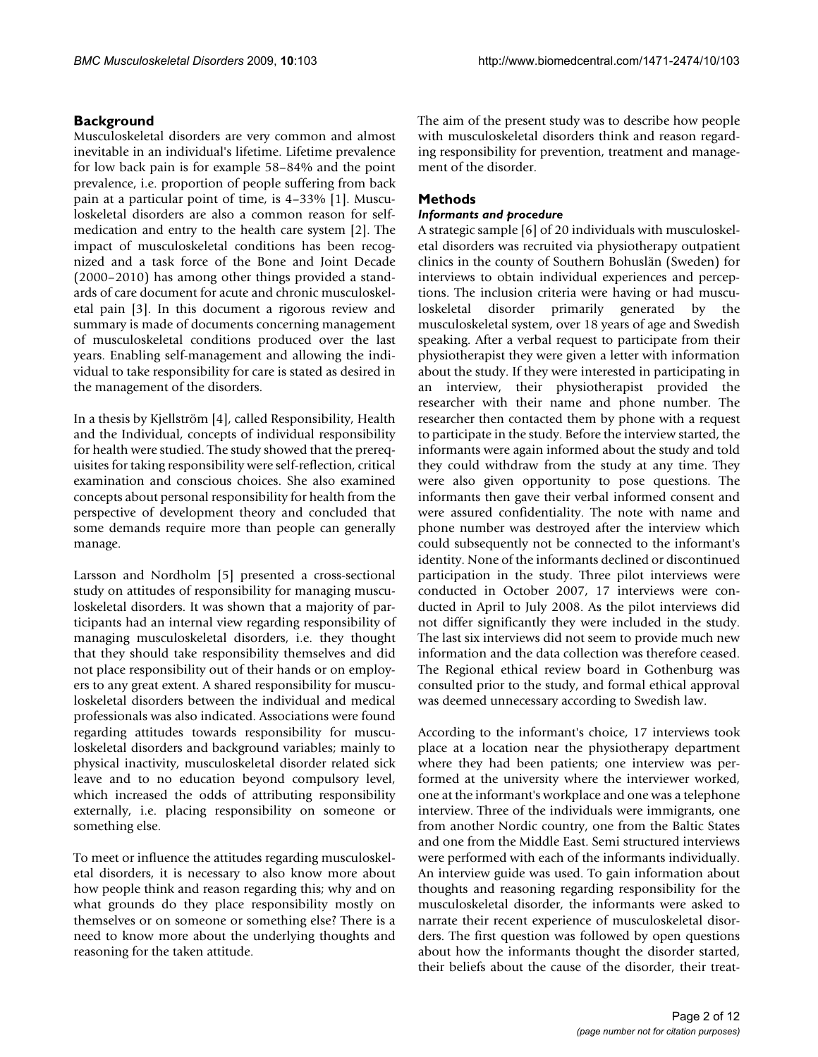## Background

Musculoskeletal disorders are very common and almost inevitable in an individual's lifetime. Lifetime prevalence for low back pain is for example 58–84% and the point prevalence, i.e. proportion of people suffering from back pain at a particular point of time, is 4–33% [1]. Musculoskeletal disorders are also a common reason for self-medication and entry to the health care system [2]. The impact of musculoskeletal conditions has been recognized and a task force of the Bone and Joint Decade (2000–2010) has among other things provided a standards of care document for acute and chronic musculoskeletal pain [3]. In this document a rigorous review and summary is made of documents concerning management of musculoskeletal conditions produced over the last years. Enabling self-management and allowing the individual to take responsibility for care is stated as desired in the management of the disorders.

In a thesis by Kjellström [4], called Responsibility, Health and the Individual, concepts of individual responsibility for health were studied. The study showed that the prerequisites for taking responsibility were self-reflection, critical examination and conscious choices. She also examined concepts about personal responsibility for health from the perspective of development theory and concluded that some demands require more than people can generally manage.

Larsson and Nordholm [5] presented a cross-sectional study on attitudes of responsibility for managing musculoskeletal disorders. It was shown that a majority of participants had an internal view regarding responsibility of managing musculoskeletal disorders, i.e. they thought that they should take responsibility themselves and did not place responsibility out of their hands or on employers to any great extent. A shared responsibility for musculoskeletal disorders between the individual and medical professionals was also indicated. Associations were found regarding attitudes towards responsibility for musculoskeletal disorders and background variables; mainly to physical inactivity, musculoskeletal disorder related sick leave and to no education beyond compulsory level, which increased the odds of attributing responsibility externally, i.e. placing responsibility on someone or something else.

To meet or influence the attitudes regarding musculoskeletal disorders, it is necessary to also know more about how people think and reason regarding this; why and on what grounds do they place responsibility mostly on themselves or on someone or something else? There is a need to know more about the underlying thoughts and reasoning for the taken attitude.

The aim of the present study was to describe how people with musculoskeletal disorders think and reason regarding responsibility for prevention, treatment and management of the disorder.

## Methods

### *Informants and procedure*

A strategic sample [6] of 20 individuals with musculoskeletal disorders was recruited via physiotherapy outpatient clinics in the county of Southern Bohuslän (Sweden) for interviews to obtain individual experiences and perceptions. The inclusion criteria were having or had musculoskeletal disorder primarily generated by the musculoskeletal system, over 18 years of age and Swedish speaking. After a verbal request to participate from their physiotherapist they were given a letter with information about the study. If they were interested in participating in an interview, their physiotherapist provided the researcher with their name and phone number. The researcher then contacted them by phone with a request to participate in the study. Before the interview started, the informants were again informed about the study and told they could withdraw from the study at any time. They were also given opportunity to pose questions. The informants then gave their verbal informed consent and were assured confidentiality. The note with name and phone number was destroyed after the interview which could subsequently not be connected to the informant's identity. None of the informants declined or discontinued participation in the study. Three pilot interviews were conducted in October 2007, 17 interviews were conducted in April to July 2008. As the pilot interviews did not differ significantly they were included in the study. The last six interviews did not seem to provide much new information and the data collection was therefore ceased. The Regional ethical review board in Gothenburg was consulted prior to the study, and formal ethical approval was deemed unnecessary according to Swedish law.

According to the informant's choice, 17 interviews took place at a location near the physiotherapy department where they had been patients; one interview was performed at the university where the interviewer worked, one at the informant's workplace and one was a telephone interview. Three of the individuals were immigrants, one from another Nordic country, one from the Baltic States and one from the Middle East. Semi structured interviews were performed with each of the informants individually. An interview guide was used. To gain information about thoughts and reasoning regarding responsibility for the musculoskeletal disorder, the informants were asked to narrate their recent experience of musculoskeletal disorders. The first question was followed by open questions about how the informants thought the disorder started, their beliefs about the cause of the disorder, their treat-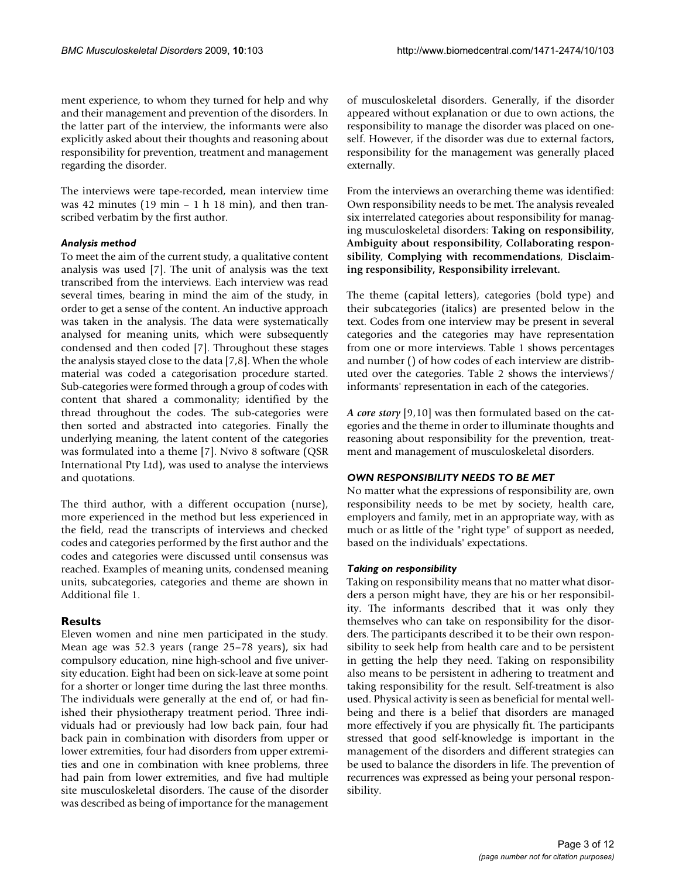ment experience, to whom they turned for help and why and their management and prevention of the disorders. In the latter part of the interview, the informants were also explicitly asked about their thoughts and reasoning about responsibility for prevention, treatment and management regarding the disorder.

The interviews were tape-recorded, mean interview time was 42 minutes (19 min – 1 h 18 min), and then transcribed verbatim by the first author.

### *Analysis method*

To meet the aim of the current study, a qualitative content analysis was used [7]. The unit of analysis was the text transcribed from the interviews. Each interview was read several times, bearing in mind the aim of the study, in order to get a sense of the content. An inductive approach was taken in the analysis. The data were systematically analysed for meaning units, which were subsequently condensed and then coded [7]. Throughout these stages the analysis stayed close to the data [7,8]. When the whole material was coded a categorisation procedure started. Sub-categories were formed through a group of codes with content that shared a commonality; identified by the thread throughout the codes. The sub-categories were then sorted and abstracted into categories. Finally the underlying meaning, the latent content of the categories was formulated into a theme [7]. Nvivo 8 software (QSR International Pty Ltd), was used to analyse the interviews and quotations.

The third author, with a different occupation (nurse), more experienced in the method but less experienced in the field, read the transcripts of interviews and checked codes and categories performed by the first author and the codes and categories were discussed until consensus was reached. Examples of meaning units, condensed meaning units, subcategories, categories and theme are shown in Additional file 1.

## Results

Eleven women and nine men participated in the study. Mean age was 52.3 years (range 25–78 years), six had compulsory education, nine high-school and five university education. Eight had been on sick-leave at some point for a shorter or longer time during the last three months. The individuals were generally at the end of, or had finished their physiotherapy treatment period. Three individuals had or previously had low back pain, four had back pain in combination with disorders from upper or lower extremities, four had disorders from upper extremities and one in combination with knee problems, three had pain from lower extremities, and five had multiple site musculoskeletal disorders. The cause of the disorder was described as being of importance for the management of musculoskeletal disorders. Generally, if the disorder appeared without explanation or due to own actions, the responsibility to manage the disorder was placed on oneself. However, if the disorder was due to external factors, responsibility for the management was generally placed externally.

From the interviews an overarching theme was identified: Own responsibility needs to be met. The analysis revealed six interrelated categories about responsibility for managing musculoskeletal disorders: **Taking on responsibility**, **Ambiguity about responsibility**, **Collaborating responsibility**, **Complying with recommendations**, **Disclaiming responsibility, Responsibility irrelevant.**

The theme (capital letters), categories (bold type) and their subcategories (italics) are presented below in the text. Codes from one interview may be present in several categories and the categories may have representation from one or more interviews. Table 1 shows percentages and number () of how codes of each interview are distributed over the categories. Table 2 shows the interviews'/ informants' representation in each of the categories.

***A core story*** [9,10] was then formulated based on the categories and the theme in order to illuminate thoughts and reasoning about responsibility for the prevention, treatment and management of musculoskeletal disorders.

### *OWN RESPONSIBILITY NEEDS TO BE MET*

No matter what the expressions of responsibility are, own responsibility needs to be met by society, health care, employers and family, met in an appropriate way, with as much or as little of the "right type" of support as needed, based on the individuals' expectations.

### *Taking on responsibility*

Taking on responsibility means that no matter what disorders a person might have, they are his or her responsibility. The informants described that it was only they themselves who can take on responsibility for the disorders. The participants described it to be their own responsibility to seek help from health care and to be persistent in getting the help they need. Taking on responsibility also means to be persistent in adhering to treatment and taking responsibility for the result. Self-treatment is also used. Physical activity is seen as beneficial for mental wellbeing and there is a belief that disorders are managed more effectively if you are physically fit. The participants stressed that good self-knowledge is important in the management of the disorders and different strategies can be used to balance the disorders in life. The prevention of recurrences was expressed as being your personal responsibility.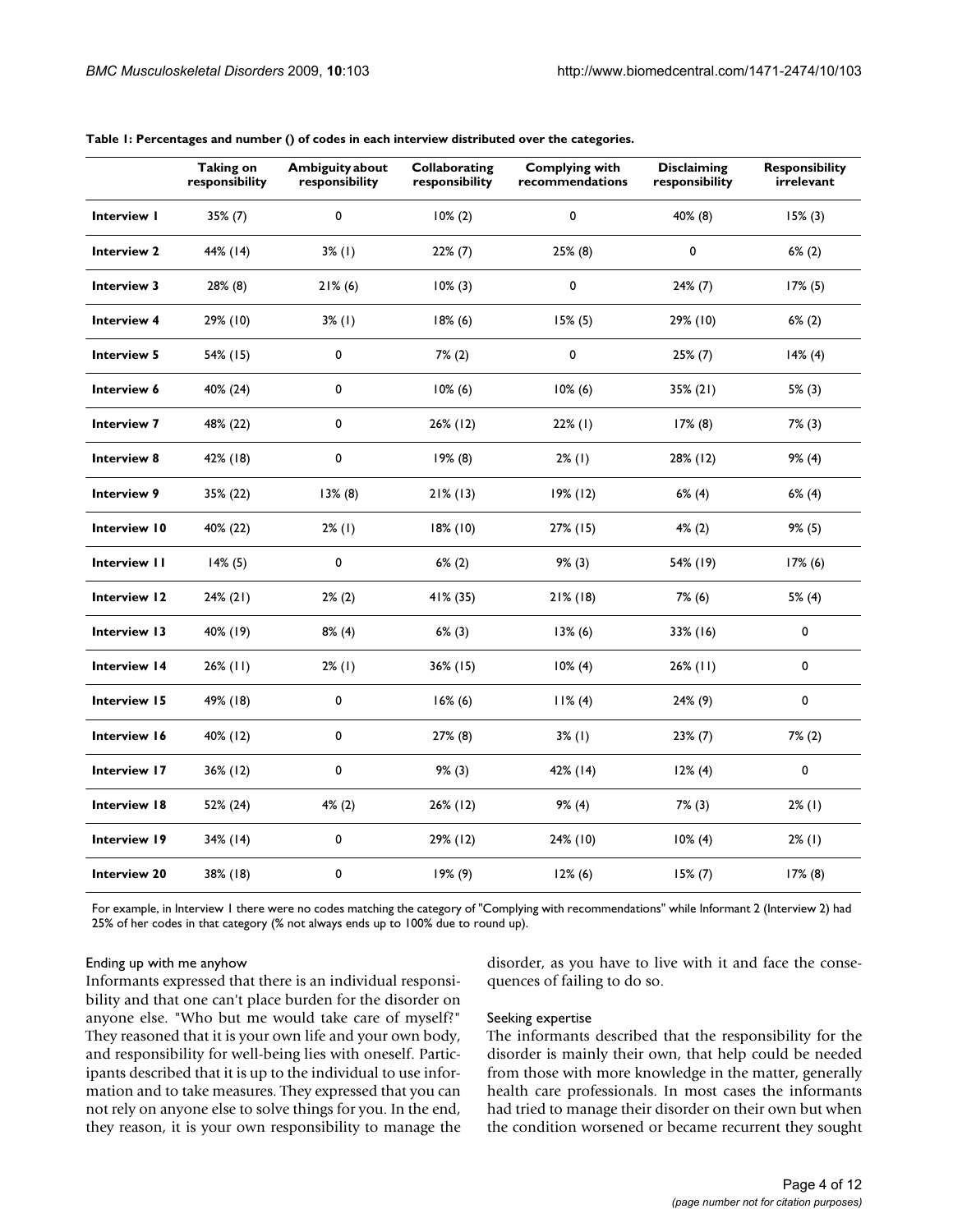**Table 1: Percentages and number () of codes in each interview distributed over the categories.**

| | Taking on responsibility | Ambiguity about responsibility | Collaborating responsibility | Complying with recommendations | Disclaiming responsibility | Responsibility irrelevant |
|---|---|---|---|---|---|---|
| Interview 1 | 35% (7) | 0 | 10% (2) | 0 | 40% (8) | 15% (3) |
| Interview 2 | 44% (14) | 3% (1) | 22% (7) | 25% (8) | 0 | 6% (2) |
| Interview 3 | 28% (8) | 21% (6) | 10% (3) | 0 | 24% (7) | 17% (5) |
| Interview 4 | 29% (10) | 3% (1) | 18% (6) | 15% (5) | 29% (10) | 6% (2) |
| Interview 5 | 54% (15) | 0 | 7% (2) | 0 | 25% (7) | 14% (4) |
| Interview 6 | 40% (24) | 0 | 10% (6) | 10% (6) | 35% (21) | 5% (3) |
| Interview 7 | 48% (22) | 0 | 26% (12) | 22% (1) | 17% (8) | 7% (3) |
| Interview 8 | 42% (18) | 0 | 19% (8) | 2% (1) | 28% (12) | 9% (4) |
| Interview 9 | 35% (22) | 13% (8) | 21% (13) | 19% (12) | 6% (4) | 6% (4) |
| Interview 10 | 40% (22) | 2% (1) | 18% (10) | 27% (15) | 4% (2) | 9% (5) |
| Interview 11 | 14% (5) | 0 | 6% (2) | 9% (3) | 54% (19) | 17% (6) |
| Interview 12 | 24% (21) | 2% (2) | 41% (35) | 21% (18) | 7% (6) | 5% (4) |
| Interview 13 | 40% (19) | 8% (4) | 6% (3) | 13% (6) | 33% (16) | 0 |
| Interview 14 | 26% (11) | 2% (1) | 36% (15) | 10% (4) | 26% (11) | 0 |
| Interview 15 | 49% (18) | 0 | 16% (6) | 11% (4) | 24% (9) | 0 |
| Interview 16 | 40% (12) | 0 | 27% (8) | 3% (1) | 23% (7) | 7% (2) |
| Interview 17 | 36% (12) | 0 | 9% (3) | 42% (14) | 12% (4) | 0 |
| Interview 18 | 52% (24) | 4% (2) | 26% (12) | 9% (4) | 7% (3) | 2% (1) |
| Interview 19 | 34% (14) | 0 | 29% (12) | 24% (10) | 10% (4) | 2% (1) |
| Interview 20 | 38% (18) | 0 | 19% (9) | 12% (6) | 15% (7) | 17% (8) |

For example, in Interview 1 there were no codes matching the category of "Complying with recommendations" while Informant 2 (Interview 2) had 25% of her codes in that category (% not always ends up to 100% due to round up).

#### Ending up with me anyhow

Informants expressed that there is an individual responsibility and that one can't place burden for the disorder on anyone else. "Who but me would take care of myself?" They reasoned that it is your own life and your own body, and responsibility for well-being lies with oneself. Participants described that it is up to the individual to use information and to take measures. They expressed that you can not rely on anyone else to solve things for you. In the end, they reason, it is your own responsibility to manage the disorder, as you have to live with it and face the consequences of failing to do so.

#### Seeking expertise

The informants described that the responsibility for the disorder is mainly their own, that help could be needed from those with more knowledge in the matter, generally health care professionals. In most cases the informants had tried to manage their disorder on their own but when the condition worsened or became recurrent they sought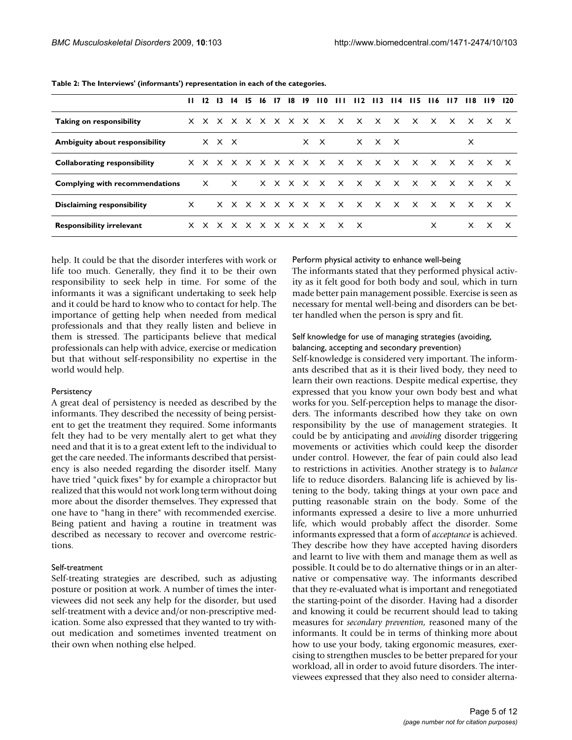**Table 2: The Interviews' (informants') representation in each of the categories.**

| | I1 | I2 | I3 | I4 | I5 | I6 | I7 | I8 | I9 | I10 | I11 | I12 | I13 | I14 | I15 | I16 | I17 | I18 | I19 | I20 |
|---|---|---|---|---|---|---|---|---|---|---|---|---|---|---|---|---|---|---|---|---|
| **Taking on responsibility** | X | X | X | X | X | X | X | X | X | X | X | X | X | X | X | X | X | X | X | X |
| **Ambiguity about responsibility** | | X | X | X | | | | | X | X | | X | X | X | | | | X | | |
| **Collaborating responsibility** | X | X | X | X | X | X | X | X | X | X | X | X | X | X | X | X | X | X | X | X |
| **Complying with recommendations** | | X | | X | | X | X | X | X | X | X | X | X | X | X | X | X | X | X | X |
| **Disclaiming responsibility** | X | | X | X | X | X | X | X | X | X | X | X | X | X | X | X | X | X | X | X |
| **Responsibility irrelevant** | X | X | X | X | X | X | X | X | X | X | X | X | | | | X | | X | X | X |

help. It could be that the disorder interferes with work or life too much. Generally, they find it to be their own responsibility to seek help in time. For some of the informants it was a significant undertaking to seek help and it could be hard to know who to contact for help. The importance of getting help when needed from medical professionals and that they really listen and believe in them is stressed. The participants believe that medical professionals can help with advice, exercise or medication but that without self-responsibility no expertise in the world would help.

#### Persistency

A great deal of persistency is needed as described by the informants. They described the necessity of being persistent to get the treatment they required. Some informants felt they had to be very mentally alert to get what they need and that it is to a great extent left to the individual to get the care needed. The informants described that persistency is also needed regarding the disorder itself. Many have tried "quick fixes" by for example a chiropractor but realized that this would not work long term without doing more about the disorder themselves. They expressed that one have to "hang in there" with recommended exercise. Being patient and having a routine in treatment was described as necessary to recover and overcome restrictions.

#### Self-treatment

Self-treating strategies are described, such as adjusting posture or position at work. A number of times the interviewees did not seek any help for the disorder, but used self-treatment with a device and/or non-prescriptive medication. Some also expressed that they wanted to try without medication and sometimes invented treatment on their own when nothing else helped.

#### Perform physical activity to enhance well-being

The informants stated that they performed physical activity as it felt good for both body and soul, which in turn made better pain management possible. Exercise is seen as necessary for mental well-being and disorders can be better handled when the person is spry and fit.

#### Self knowledge for use of managing strategies (avoiding, balancing, accepting and secondary prevention)

Self-knowledge is considered very important. The informants described that as it is their lived body, they need to learn their own reactions. Despite medical expertise, they expressed that you know your own body best and what works for you. Self-perception helps to manage the disorders. The informants described how they take on own responsibility by the use of management strategies. It could be by anticipating and *avoiding* disorder triggering movements or activities which could keep the disorder under control. However, the fear of pain could also lead to restrictions in activities. Another strategy is to *balance* life to reduce disorders. Balancing life is achieved by listening to the body, taking things at your own pace and putting reasonable strain on the body. Some of the informants expressed a desire to live a more unhurried life, which would probably affect the disorder. Some informants expressed that a form of *acceptance* is achieved. They describe how they have accepted having disorders and learnt to live with them and manage them as well as possible. It could be to do alternative things or in an alternative or compensative way. The informants described that they re-evaluated what is important and renegotiated the starting-point of the disorder. Having had a disorder and knowing it could be recurrent should lead to taking measures for *secondary prevention*, reasoned many of the informants. It could be in terms of thinking more about how to use your body, taking ergonomic measures, exercising to strengthen muscles to be better prepared for your workload, all in order to avoid future disorders. The interviewees expressed that they also need to consider alterna-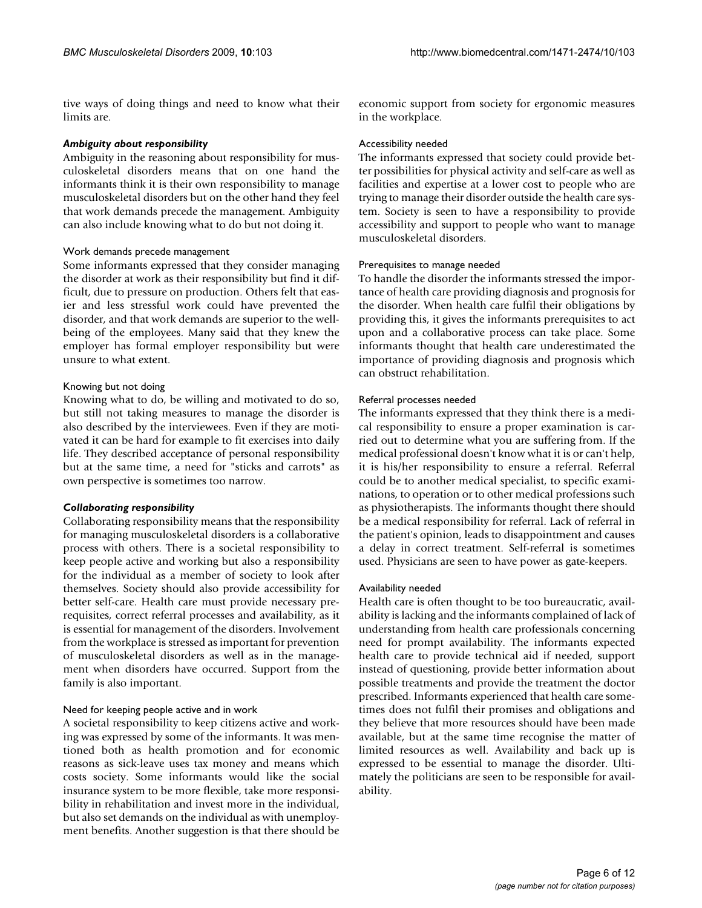tive ways of doing things and need to know what their limits are.

### *Ambiguity about responsibility*

Ambiguity in the reasoning about responsibility for musculoskeletal disorders means that on one hand the informants think it is their own responsibility to manage musculoskeletal disorders but on the other hand they feel that work demands precede the management. Ambiguity can also include knowing what to do but not doing it.

#### Work demands precede management

Some informants expressed that they consider managing the disorder at work as their responsibility but find it difficult, due to pressure on production. Others felt that easier and less stressful work could have prevented the disorder, and that work demands are superior to the well-being of the employees. Many said that they knew the employer has formal employer responsibility but were unsure to what extent.

#### Knowing but not doing

Knowing what to do, be willing and motivated to do so, but still not taking measures to manage the disorder is also described by the interviewees. Even if they are motivated it can be hard for example to fit exercises into daily life. They described acceptance of personal responsibility but at the same time, a need for "sticks and carrots" as own perspective is sometimes too narrow.

### *Collaborating responsibility*

Collaborating responsibility means that the responsibility for managing musculoskeletal disorders is a collaborative process with others. There is a societal responsibility to keep people active and working but also a responsibility for the individual as a member of society to look after themselves. Society should also provide accessibility for better self-care. Health care must provide necessary prerequisites, correct referral processes and availability, as it is essential for management of the disorders. Involvement from the workplace is stressed as important for prevention of musculoskeletal disorders as well as in the management when disorders have occurred. Support from the family is also important.

#### Need for keeping people active and in work

A societal responsibility to keep citizens active and working was expressed by some of the informants. It was mentioned both as health promotion and for economic reasons as sick-leave uses tax money and means which costs society. Some informants would like the social insurance system to be more flexible, take more responsibility in rehabilitation and invest more in the individual, but also set demands on the individual as with unemployment benefits. Another suggestion is that there should be economic support from society for ergonomic measures in the workplace.

#### Accessibility needed

The informants expressed that society could provide better possibilities for physical activity and self-care as well as facilities and expertise at a lower cost to people who are trying to manage their disorder outside the health care system. Society is seen to have a responsibility to provide accessibility and support to people who want to manage musculoskeletal disorders.

#### Prerequisites to manage needed

To handle the disorder the informants stressed the importance of health care providing diagnosis and prognosis for the disorder. When health care fulfil their obligations by providing this, it gives the informants prerequisites to act upon and a collaborative process can take place. Some informants thought that health care underestimated the importance of providing diagnosis and prognosis which can obstruct rehabilitation.

#### Referral processes needed

The informants expressed that they think there is a medical responsibility to ensure a proper examination is carried out to determine what you are suffering from. If the medical professional doesn't know what it is or can't help, it is his/her responsibility to ensure a referral. Referral could be to another medical specialist, to specific examinations, to operation or to other medical professions such as physiotherapists. The informants thought there should be a medical responsibility for referral. Lack of referral in the patient's opinion, leads to disappointment and causes a delay in correct treatment. Self-referral is sometimes used. Physicians are seen to have power as gate-keepers.

#### Availability needed

Health care is often thought to be too bureaucratic, availability is lacking and the informants complained of lack of understanding from health care professionals concerning need for prompt availability. The informants expected health care to provide technical aid if needed, support instead of questioning, provide better information about possible treatments and provide the treatment the doctor prescribed. Informants experienced that health care sometimes does not fulfil their promises and obligations and they believe that more resources should have been made available, but at the same time recognise the matter of limited resources as well. Availability and back up is expressed to be essential to manage the disorder. Ultimately the politicians are seen to be responsible for availability.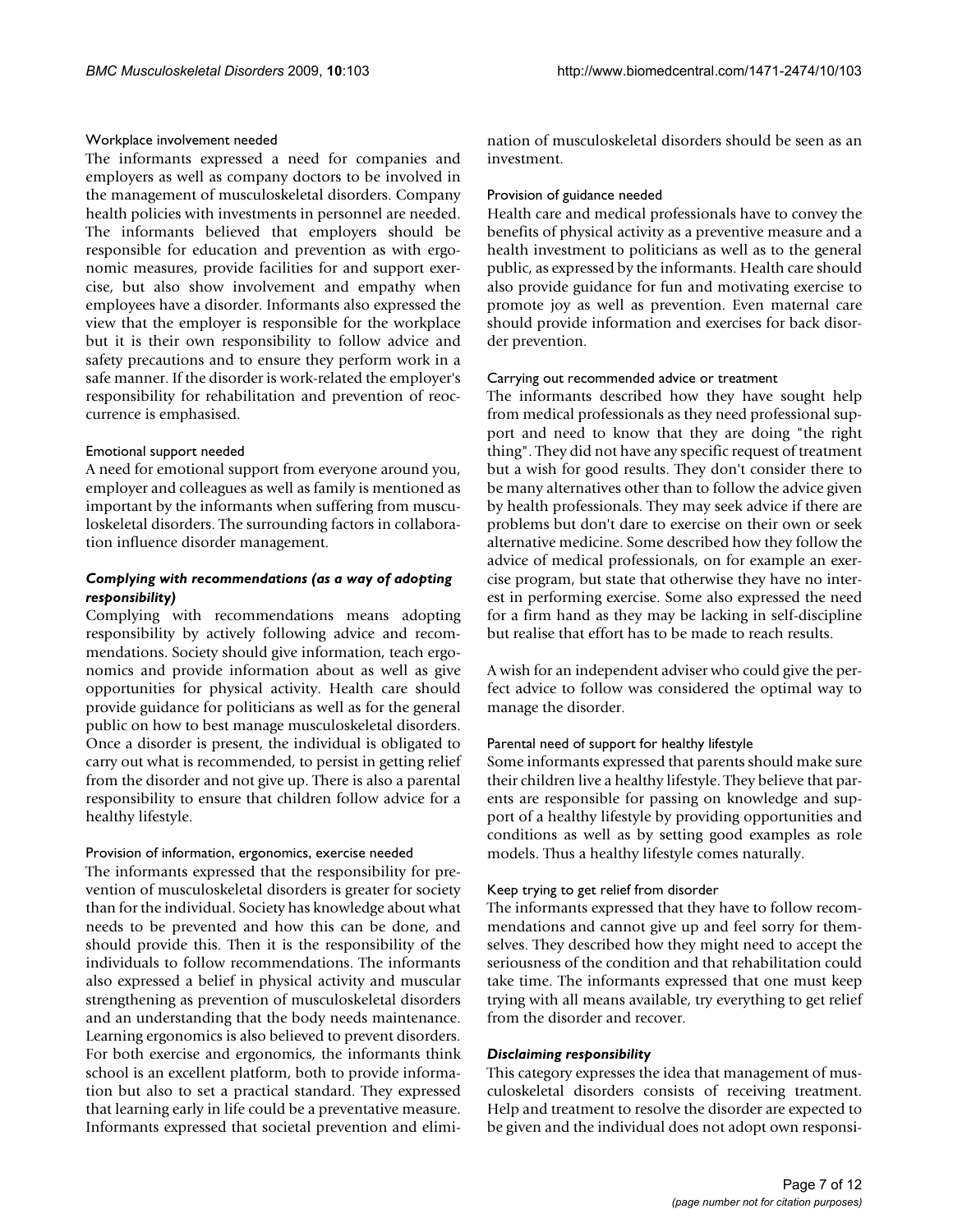#### Workplace involvement needed

The informants expressed a need for companies and employers as well as company doctors to be involved in the management of musculoskeletal disorders. Company health policies with investments in personnel are needed. The informants believed that employers should be responsible for education and prevention as with ergonomic measures, provide facilities for and support exercise, but also show involvement and empathy when employees have a disorder. Informants also expressed the view that the employer is responsible for the workplace but it is their own responsibility to follow advice and safety precautions and to ensure they perform work in a safe manner. If the disorder is work-related the employer's responsibility for rehabilitation and prevention of reoccurrence is emphasised.

#### Emotional support needed

A need for emotional support from everyone around you, employer and colleagues as well as family is mentioned as important by the informants when suffering from musculoskeletal disorders. The surrounding factors in collaboration influence disorder management.

### *Complying with recommendations (as a way of adopting responsibility)*

Complying with recommendations means adopting responsibility by actively following advice and recommendations. Society should give information, teach ergonomics and provide information about as well as give opportunities for physical activity. Health care should provide guidance for politicians as well as for the general public on how to best manage musculoskeletal disorders. Once a disorder is present, the individual is obligated to carry out what is recommended, to persist in getting relief from the disorder and not give up. There is also a parental responsibility to ensure that children follow advice for a healthy lifestyle.

#### Provision of information, ergonomics, exercise needed

The informants expressed that the responsibility for prevention of musculoskeletal disorders is greater for society than for the individual. Society has knowledge about what needs to be prevented and how this can be done, and should provide this. Then it is the responsibility of the individuals to follow recommendations. The informants also expressed a belief in physical activity and muscular strengthening as prevention of musculoskeletal disorders and an understanding that the body needs maintenance. Learning ergonomics is also believed to prevent disorders. For both exercise and ergonomics, the informants think school is an excellent platform, both to provide information but also to set a practical standard. They expressed that learning early in life could be a preventative measure. Informants expressed that societal prevention and elimination of musculoskeletal disorders should be seen as an investment.

#### Provision of guidance needed

Health care and medical professionals have to convey the benefits of physical activity as a preventive measure and a health investment to politicians as well as to the general public, as expressed by the informants. Health care should also provide guidance for fun and motivating exercise to promote joy as well as prevention. Even maternal care should provide information and exercises for back disorder prevention.

#### Carrying out recommended advice or treatment

The informants described how they have sought help from medical professionals as they need professional support and need to know that they are doing "the right thing". They did not have any specific request of treatment but a wish for good results. They don't consider there to be many alternatives other than to follow the advice given by health professionals. They may seek advice if there are problems but don't dare to exercise on their own or seek alternative medicine. Some described how they follow the advice of medical professionals, on for example an exercise program, but state that otherwise they have no interest in performing exercise. Some also expressed the need for a firm hand as they may be lacking in self-discipline but realise that effort has to be made to reach results.

A wish for an independent adviser who could give the perfect advice to follow was considered the optimal way to manage the disorder.

#### Parental need of support for healthy lifestyle

Some informants expressed that parents should make sure their children live a healthy lifestyle. They believe that parents are responsible for passing on knowledge and support of a healthy lifestyle by providing opportunities and conditions as well as by setting good examples as role models. Thus a healthy lifestyle comes naturally.

#### Keep trying to get relief from disorder

The informants expressed that they have to follow recommendations and cannot give up and feel sorry for themselves. They described how they might need to accept the seriousness of the condition and that rehabilitation could take time. The informants expressed that one must keep trying with all means available, try everything to get relief from the disorder and recover.

### *Disclaiming responsibility*

This category expresses the idea that management of musculoskeletal disorders consists of receiving treatment. Help and treatment to resolve the disorder are expected to be given and the individual does not adopt own responsi-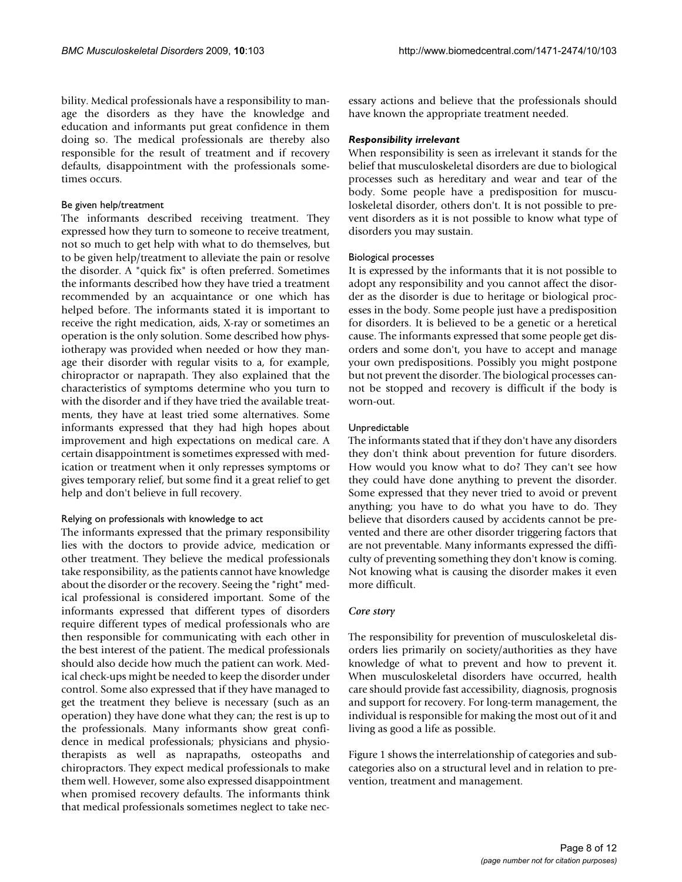bility. Medical professionals have a responsibility to manage the disorders as they have the knowledge and education and informants put great confidence in them doing so. The medical professionals are thereby also responsible for the result of treatment and if recovery defaults, disappointment with the professionals sometimes occurs.

#### Be given help/treatment

The informants described receiving treatment. They expressed how they turn to someone to receive treatment, not so much to get help with what to do themselves, but to be given help/treatment to alleviate the pain or resolve the disorder. A "quick fix" is often preferred. Sometimes the informants described how they have tried a treatment recommended by an acquaintance or one which has helped before. The informants stated it is important to receive the right medication, aids, X-ray or sometimes an operation is the only solution. Some described how physiotherapy was provided when needed or how they manage their disorder with regular visits to a, for example, chiropractor or naprapath. They also explained that the characteristics of symptoms determine who you turn to with the disorder and if they have tried the available treatments, they have at least tried some alternatives. Some informants expressed that they had high hopes about improvement and high expectations on medical care. A certain disappointment is sometimes expressed with medication or treatment when it only represses symptoms or gives temporary relief, but some find it a great relief to get help and don't believe in full recovery.

#### Relying on professionals with knowledge to act

The informants expressed that the primary responsibility lies with the doctors to provide advice, medication or other treatment. They believe the medical professionals take responsibility, as the patients cannot have knowledge about the disorder or the recovery. Seeing the "right" medical professional is considered important. Some of the informants expressed that different types of disorders require different types of medical professionals who are then responsible for communicating with each other in the best interest of the patient. The medical professionals should also decide how much the patient can work. Medical check-ups might be needed to keep the disorder under control. Some also expressed that if they have managed to get the treatment they believe is necessary (such as an operation) they have done what they can; the rest is up to the professionals. Many informants show great confidence in medical professionals; physicians and physiotherapists as well as naprapaths, osteopaths and chiropractors. They expect medical professionals to make them well. However, some also expressed disappointment when promised recovery defaults. The informants think that medical professionals sometimes neglect to take necessary actions and believe that the professionals should have known the appropriate treatment needed.

### *Responsibility irrelevant*

When responsibility is seen as irrelevant it stands for the belief that musculoskeletal disorders are due to biological processes such as hereditary and wear and tear of the body. Some people have a predisposition for musculoskeletal disorder, others don't. It is not possible to prevent disorders as it is not possible to know what type of disorders you may sustain.

#### Biological processes

It is expressed by the informants that it is not possible to adopt any responsibility and you cannot affect the disorder as the disorder is due to heritage or biological processes in the body. Some people just have a predisposition for disorders. It is believed to be a genetic or a heretical cause. The informants expressed that some people get disorders and some don't, you have to accept and manage your own predispositions. Possibly you might postpone but not prevent the disorder. The biological processes cannot be stopped and recovery is difficult if the body is worn-out.

#### Unpredictable

The informants stated that if they don't have any disorders they don't think about prevention for future disorders. How would you know what to do? They can't see how they could have done anything to prevent the disorder. Some expressed that they never tried to avoid or prevent anything; you have to do what you have to do. They believe that disorders caused by accidents cannot be prevented and there are other disorder triggering factors that are not preventable. Many informants expressed the difficulty of preventing something they don't know is coming. Not knowing what is causing the disorder makes it even more difficult.

### *Core story*

The responsibility for prevention of musculoskeletal disorders lies primarily on society/authorities as they have knowledge of what to prevent and how to prevent it. When musculoskeletal disorders have occurred, health care should provide fast accessibility, diagnosis, prognosis and support for recovery. For long-term management, the individual is responsible for making the most out of it and living as good a life as possible.

Figure 1 shows the interrelationship of categories and subcategories also on a structural level and in relation to prevention, treatment and management.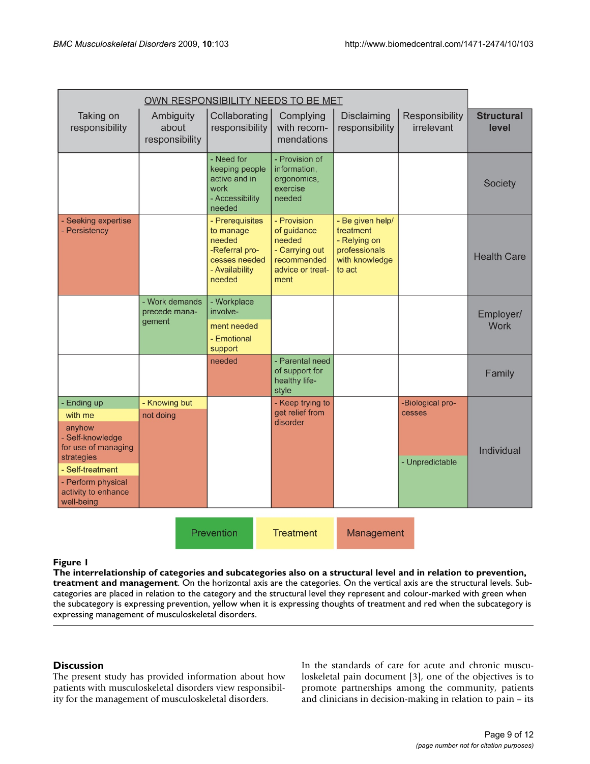| OWN RESPONSIBILITY NEEDS TO BE MET | | | | | | |
|---|---|---|---|---|---|---|
| Taking on responsibility | Ambiguity about responsibility | Collaborating responsibility | Complying with recommendations | Disclaiming responsibility | Responsibility irrelevant | **Structural level** |
| | | - Need for keeping people active and in work - Accessibility needed | - Provision of information, ergonomics, exercise needed | | | Society |
| - Seeking expertise - Persistency | | - Prerequisites to manage needed -Referral processes needed - Availability needed | - Provision of guidance needed - Carrying out recommended advice or treatment | - Be given help/ treatment - Relying on professionals with knowledge to act | | Health Care |
| | - Work demands precede management | - Workplace involvement needed - Emotional support | | | | Employer/ Work |
| | | needed | - Parental need of support for healthy life-style | | | Family |
| - Ending up with me anyhow - Self-knowledge for use of managing strategies - Self-treatment - Perform physical activity to enhance well-being | - Knowing but not doing | | - Keep trying to get relief from disorder | | -Biological processes - Unpredictable | Individual |

Prevention | Treatment | Management

**Figure 1**

**The interrelationship of categories and subcategories also on a structural level and in relation to prevention, treatment and management**. On the horizontal axis are the categories. On the vertical axis are the structural levels. Subcategories are placed in relation to the category and the structural level they represent and colour-marked with green when the subcategory is expressing prevention, yellow when it is expressing thoughts of treatment and red when the subcategory is expressing management of musculoskeletal disorders.

## Discussion

The present study has provided information about how patients with musculoskeletal disorders view responsibility for the management of musculoskeletal disorders.

In the standards of care for acute and chronic musculoskeletal pain document [3], one of the objectives is to promote partnerships among the community, patients and clinicians in decision-making in relation to pain – its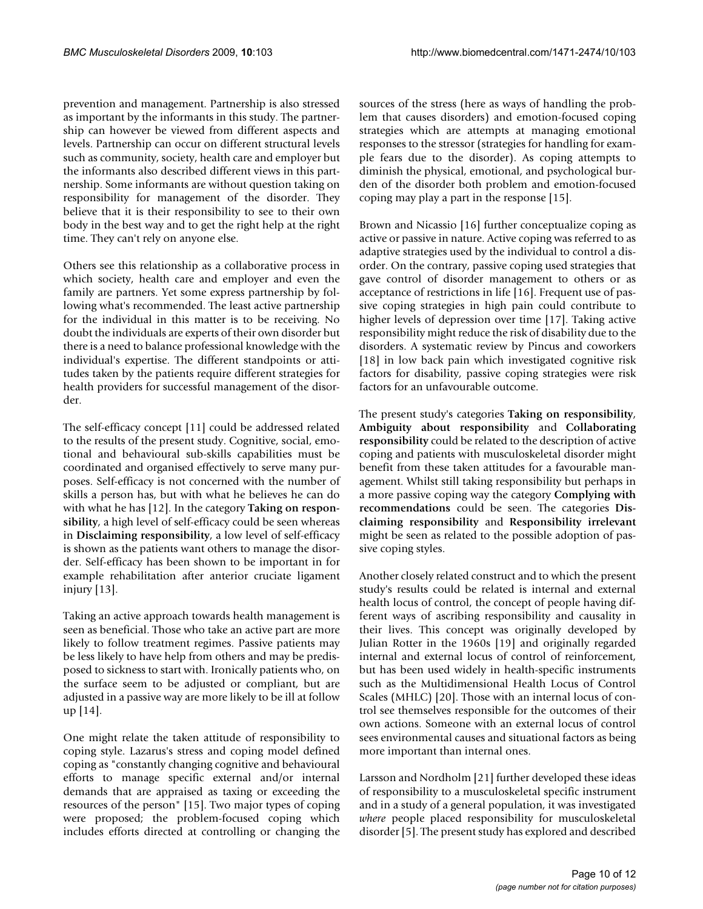prevention and management. Partnership is also stressed as important by the informants in this study. The partnership can however be viewed from different aspects and levels. Partnership can occur on different structural levels such as community, society, health care and employer but the informants also described different views in this partnership. Some informants are without question taking on responsibility for management of the disorder. They believe that it is their responsibility to see to their own body in the best way and to get the right help at the right time. They can't rely on anyone else.

Others see this relationship as a collaborative process in which society, health care and employer and even the family are partners. Yet some express partnership by following what's recommended. The least active partnership for the individual in this matter is to be receiving. No doubt the individuals are experts of their own disorder but there is a need to balance professional knowledge with the individual's expertise. The different standpoints or attitudes taken by the patients require different strategies for health providers for successful management of the disorder.

The self-efficacy concept [11] could be addressed related to the results of the present study. Cognitive, social, emotional and behavioural sub-skills capabilities must be coordinated and organised effectively to serve many purposes. Self-efficacy is not concerned with the number of skills a person has, but with what he believes he can do with what he has [12]. In the category **Taking on responsibility**, a high level of self-efficacy could be seen whereas in **Disclaiming responsibility**, a low level of self-efficacy is shown as the patients want others to manage the disorder. Self-efficacy has been shown to be important in for example rehabilitation after anterior cruciate ligament injury [13].

Taking an active approach towards health management is seen as beneficial. Those who take an active part are more likely to follow treatment regimes. Passive patients may be less likely to have help from others and may be predisposed to sickness to start with. Ironically patients who, on the surface seem to be adjusted or compliant, but are adjusted in a passive way are more likely to be ill at follow up [14].

One might relate the taken attitude of responsibility to coping style. Lazarus's stress and coping model defined coping as "constantly changing cognitive and behavioural efforts to manage specific external and/or internal demands that are appraised as taxing or exceeding the resources of the person" [15]. Two major types of coping were proposed; the problem-focused coping which includes efforts directed at controlling or changing the sources of the stress (here as ways of handling the problem that causes disorders) and emotion-focused coping strategies which are attempts at managing emotional responses to the stressor (strategies for handling for example fears due to the disorder). As coping attempts to diminish the physical, emotional, and psychological burden of the disorder both problem and emotion-focused coping may play a part in the response [15].

Brown and Nicassio [16] further conceptualize coping as active or passive in nature. Active coping was referred to as adaptive strategies used by the individual to control a disorder. On the contrary, passive coping used strategies that gave control of disorder management to others or as acceptance of restrictions in life [16]. Frequent use of passive coping strategies in high pain could contribute to higher levels of depression over time [17]. Taking active responsibility might reduce the risk of disability due to the disorders. A systematic review by Pincus and coworkers [18] in low back pain which investigated cognitive risk factors for disability, passive coping strategies were risk factors for an unfavourable outcome.

The present study's categories **Taking on responsibility**, **Ambiguity about responsibility** and **Collaborating responsibility** could be related to the description of active coping and patients with musculoskeletal disorder might benefit from these taken attitudes for a favourable management. Whilst still taking responsibility but perhaps in a more passive coping way the category **Complying with recommendations** could be seen. The categories **Disclaiming responsibility** and **Responsibility irrelevant** might be seen as related to the possible adoption of passive coping styles.

Another closely related construct and to which the present study's results could be related is internal and external health locus of control, the concept of people having different ways of ascribing responsibility and causality in their lives. This concept was originally developed by Julian Rotter in the 1960s [19] and originally regarded internal and external locus of control of reinforcement, but has been used widely in health-specific instruments such as the Multidimensional Health Locus of Control Scales (MHLC) [20]. Those with an internal locus of control see themselves responsible for the outcomes of their own actions. Someone with an external locus of control sees environmental causes and situational factors as being more important than internal ones.

Larsson and Nordholm [21] further developed these ideas of responsibility to a musculoskeletal specific instrument and in a study of a general population, it was investigated *where* people placed responsibility for musculoskeletal disorder [5]. The present study has explored and described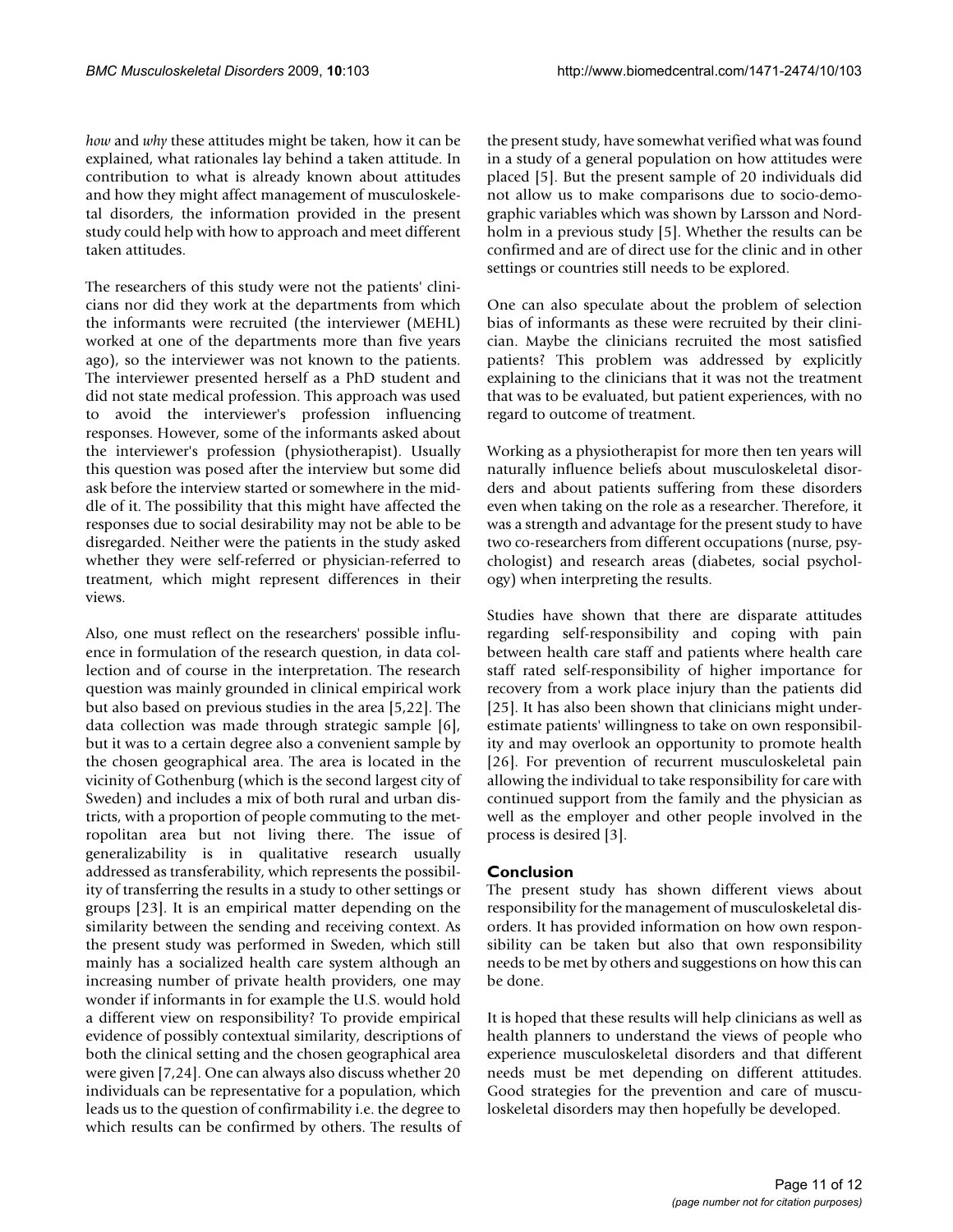*how* and *why* these attitudes might be taken, how it can be explained, what rationales lay behind a taken attitude. In contribution to what is already known about attitudes and how they might affect management of musculoskeletal disorders, the information provided in the present study could help with how to approach and meet different taken attitudes.

The researchers of this study were not the patients' clinicians nor did they work at the departments from which the informants were recruited (the interviewer (MEHL) worked at one of the departments more than five years ago), so the interviewer was not known to the patients. The interviewer presented herself as a PhD student and did not state medical profession. This approach was used to avoid the interviewer's profession influencing responses. However, some of the informants asked about the interviewer's profession (physiotherapist). Usually this question was posed after the interview but some did ask before the interview started or somewhere in the middle of it. The possibility that this might have affected the responses due to social desirability may not be able to be disregarded. Neither were the patients in the study asked whether they were self-referred or physician-referred to treatment, which might represent differences in their views.

Also, one must reflect on the researchers' possible influence in formulation of the research question, in data collection and of course in the interpretation. The research question was mainly grounded in clinical empirical work but also based on previous studies in the area [5,22]. The data collection was made through strategic sample [6], but it was to a certain degree also a convenient sample by the chosen geographical area. The area is located in the vicinity of Gothenburg (which is the second largest city of Sweden) and includes a mix of both rural and urban districts, with a proportion of people commuting to the metropolitan area but not living there. The issue of generalizability is in qualitative research usually addressed as transferability, which represents the possibility of transferring the results in a study to other settings or groups [23]. It is an empirical matter depending on the similarity between the sending and receiving context. As the present study was performed in Sweden, which still mainly has a socialized health care system although an increasing number of private health providers, one may wonder if informants in for example the U.S. would hold a different view on responsibility? To provide empirical evidence of possibly contextual similarity, descriptions of both the clinical setting and the chosen geographical area were given [7,24]. One can always also discuss whether 20 individuals can be representative for a population, which leads us to the question of confirmability i.e. the degree to which results can be confirmed by others. The results of the present study, have somewhat verified what was found in a study of a general population on how attitudes were placed [5]. But the present sample of 20 individuals did not allow us to make comparisons due to socio-demographic variables which was shown by Larsson and Nordholm in a previous study [5]. Whether the results can be confirmed and are of direct use for the clinic and in other settings or countries still needs to be explored.

One can also speculate about the problem of selection bias of informants as these were recruited by their clinician. Maybe the clinicians recruited the most satisfied patients? This problem was addressed by explicitly explaining to the clinicians that it was not the treatment that was to be evaluated, but patient experiences, with no regard to outcome of treatment.

Working as a physiotherapist for more then ten years will naturally influence beliefs about musculoskeletal disorders and about patients suffering from these disorders even when taking on the role as a researcher. Therefore, it was a strength and advantage for the present study to have two co-researchers from different occupations (nurse, psychologist) and research areas (diabetes, social psychology) when interpreting the results.

Studies have shown that there are disparate attitudes regarding self-responsibility and coping with pain between health care staff and patients where health care staff rated self-responsibility of higher importance for recovery from a work place injury than the patients did [25]. It has also been shown that clinicians might underestimate patients' willingness to take on own responsibility and may overlook an opportunity to promote health [26]. For prevention of recurrent musculoskeletal pain allowing the individual to take responsibility for care with continued support from the family and the physician as well as the employer and other people involved in the process is desired [3].

## Conclusion

The present study has shown different views about responsibility for the management of musculoskeletal disorders. It has provided information on how own responsibility can be taken but also that own responsibility needs to be met by others and suggestions on how this can be done.

It is hoped that these results will help clinicians as well as health planners to understand the views of people who experience musculoskeletal disorders and that different needs must be met depending on different attitudes. Good strategies for the prevention and care of musculoskeletal disorders may then hopefully be developed.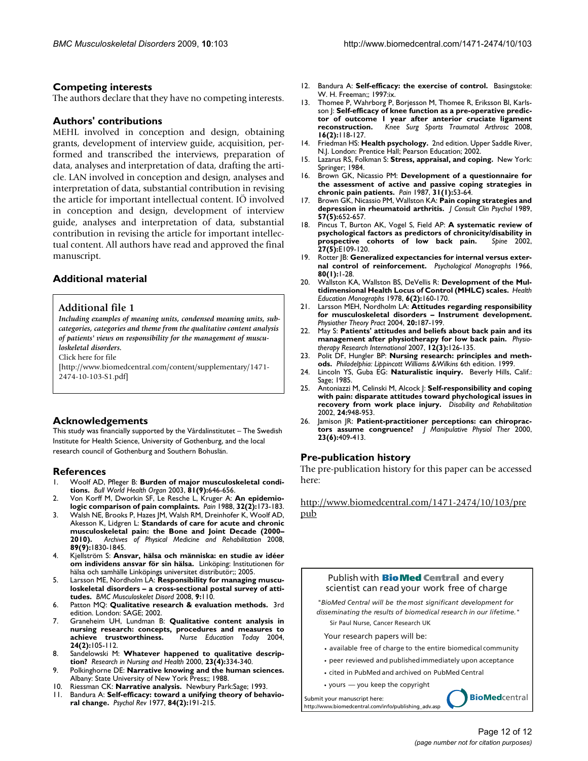## Competing interests

The authors declare that they have no competing interests.

## Authors' contributions

MEHL involved in conception and design, obtaining grants, development of interview guide, acquisition, performed and transcribed the interviews, preparation of data, analyses and interpretation of data, drafting the article. LAN involved in conception and design, analyses and interpretation of data, substantial contribution in revising the article for important intellectual content. IÖ involved in conception and design, development of interview guide, analyses and interpretation of data, substantial contribution in revising the article for important intellectual content. All authors have read and approved the final manuscript.

## Additional material

### Additional file 1

*Including examples of meaning units, condensed meaning units, subcategories, categories and theme from the qualitative content analysis of patients' views on responsibility for the management of musculoskeletal disorders.*

Click here for file

[http://www.biomedcentral.com/content/supplementary/1471-2474-10-103-S1.pdf]

## Acknowledgements

This study was financially supported by the Vårdalinstitutet – The Swedish Institute for Health Science, University of Gothenburg, and the local research council of Gothenburg and Southern Bohuslän.

## References

1. Woolf AD, Pfleger B: **Burden of major musculoskeletal conditions.** *Bull World Health Organ* 2003, **81(9):**646-656.
2. Von Korff M, Dworkin SF, Le Resche L, Kruger A: **An epidemiologic comparison of pain complaints.** *Pain* 1988, **32(2):**173-183.
3. Walsh NE, Brooks P, Hazes JM, Walsh RM, Dreinhofer K, Woolf AD, Akesson K, Lidgren L: **Standards of care for acute and chronic musculoskeletal pain: the Bone and Joint Decade (2000–2010).** *Archives of Physical Medicine and Rehabilitation* 2008, **89(9):**1830-1845.
4. Kjellström S: **Ansvar, hälsa och människa: en studie av idéer om individens ansvar för sin hälsa.** Linköping: Institutionen för hälsa och samhälle Linköpings universitet distributör;; 2005.
5. Larsson ME, Nordholm LA: **Responsibility for managing musculoskeletal disorders – a cross-sectional postal survey of attitudes.** *BMC Musculoskelet Disord* 2008, **9:**110.
6. Patton MQ: **Qualitative research & evaluation methods.** 3rd edition. London: SAGE; 2002.
7. Graneheim UH, Lundman B: **Qualitative content analysis in nursing research: concepts, procedures and measures to achieve trustworthiness.** *Nurse Education Today* 2004, **24(2):**105-112.
8. Sandelowski M: **Whatever happened to qualitative description?** *Research in Nursing and Health* 2000, **23(4):**334-340.
9. Polkinghorne DE: **Narrative knowing and the human sciences.** Albany: State University of New York Press;; 1988.
10. Riessman CK: **Narrative analysis.** Newbury Park:Sage; 1993.
11. Bandura A: **Self-efficacy: toward a unifying theory of behavioral change.** *Psychol Rev* 1977, **84(2):**191-215.
12. Bandura A: **Self-efficacy: the exercise of control.** Basingstoke: W. H. Freeman;; 1997:ix.
13. Thomee P, Wahrborg P, Borjesson M, Thomee R, Eriksson BI, Karlsson J: **Self-efficacy of knee function as a pre-operative predictor of outcome 1 year after anterior cruciate ligament reconstruction.** *Knee Surg Sports Traumatol Arthrosc* 2008, **16(2):**118-127.
14. Friedman HS: **Health psychology.** 2nd edition. Upper Saddle River, N.J. London: Prentice Hall; Pearson Education; 2002.
15. Lazarus RS, Folkman S: **Stress, appraisal, and coping.** New York: Springer; 1984.
16. Brown GK, Nicassio PM: **Development of a questionnaire for the assessment of active and passive coping strategies in chronic pain patients.** *Pain* 1987, **31(1):**53-64.
17. Brown GK, Nicassio PM, Wallston KA: **Pain coping strategies and depression in rheumatoid arthritis.** *J Consult Clin Psychol* 1989, **57(5):**652-657.
18. Pincus T, Burton AK, Vogel S, Field AP: **A systematic review of psychological factors as predictors of chronicity/disability in prospective cohorts of low back pain.** *Spine* 2002, **27(5):**E109-120.
19. Rotter JB: **Generalized expectancies for internal versus external control of reinforcement.** *Psychological Monographs* 1966, **80(1):**1-28.
20. Wallston KA, Wallston BS, DeVellis R: **Development of the Multidimensional Health Locus of Control (MHLC) scales.** *Health Education Monographs* 1978, **6(2):**160-170.
21. Larsson MEH, Nordholm LA: **Attitudes regarding responsibility for musculoskeletal disorders – Instrument development.** *Physiother Theory Pract* 2004, **20:**187-199.
22. May S: **Patients' attitudes and beliefs about back pain and its management after physiotherapy for low back pain.** *Physiotherapy Research International* 2007, **12(3):**126-135.
23. Polit DF, Hungler BP: **Nursing research: principles and methods.** *Philadelphia: Lippincott Williams &Wilkins* 6th edition. 1999.
24. Lincoln YS, Guba EG: **Naturalistic inquiry.** Beverly Hills, Calif.: Sage; 1985.
25. Antoniazzi M, Celinski M, Alcock J: **Self-responsibility and coping with pain: disparate attitudes toward phychological issues in recovery from work place injury.** *Disability and Rehabilitation* 2002, **24:**948-953.
26. Jamison JR: **Patient-practitioner perceptions: can chiropractors assume congruence?** *J Manipulative Physiol Ther* 2000, **23(6):**409-413.

## Pre-publication history

The pre-publication history for this paper can be accessed here:

http://www.biomedcentral.com/1471-2474/10/103/prepub

Publish with **BioMed Central** and every scientist can read your work free of charge

*"BioMed Central will be the most significant development for disseminating the results of biomedical research in our lifetime."*
Sir Paul Nurse, Cancer Research UK

Your research papers will be:

- available free of charge to the entire biomedical community
- peer reviewed and published immediately upon acceptance
- cited in PubMed and archived on PubMed Central
- yours — you keep the copyright

Submit your manuscript here:
http://www.biomedcentral.com/info/publishing_adv.asp

BioMedcentral